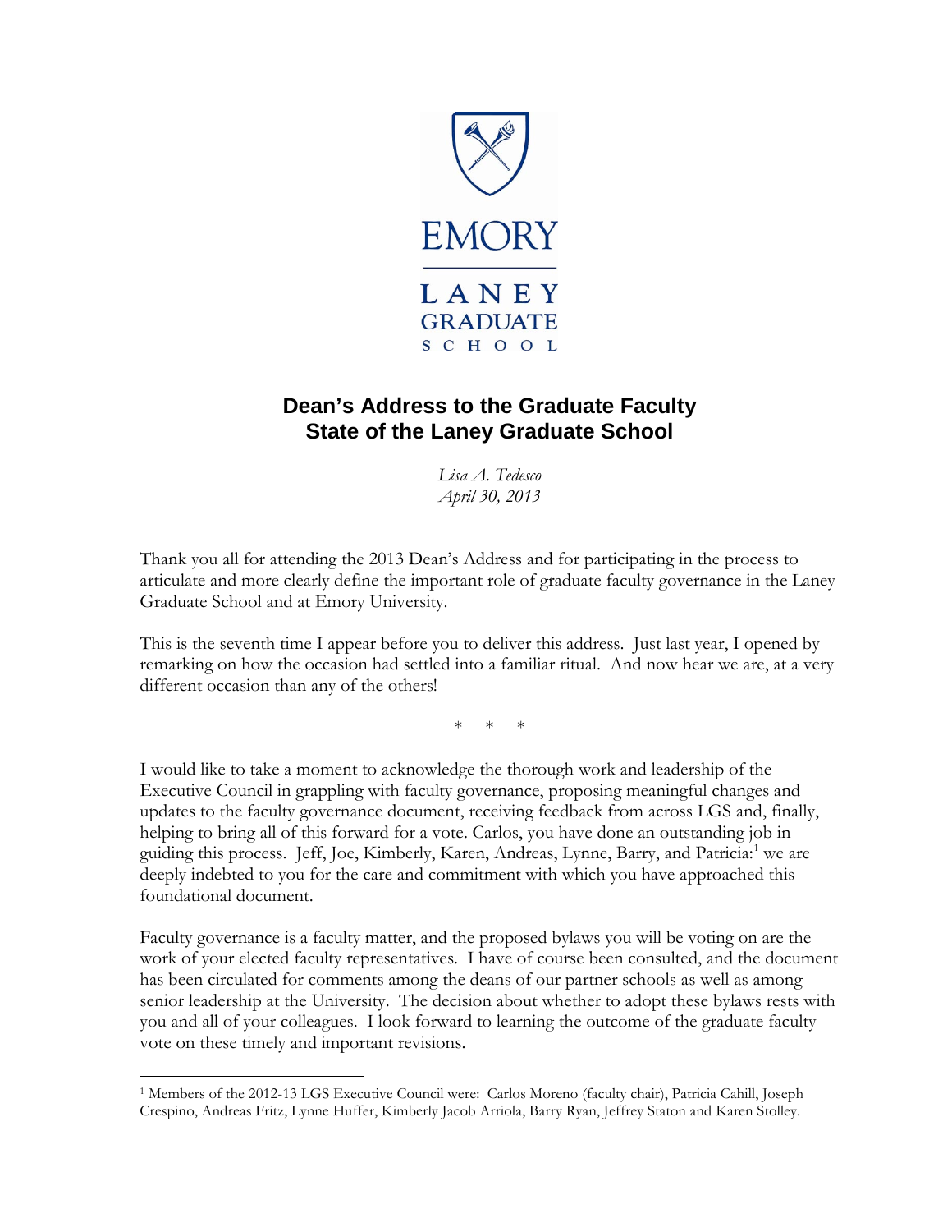EMORY

LANEY GRADUATE SCHOOL

# Dean's Address to the Graduate Faculty
# State of the Laney Graduate School

*Lisa A. Tedesco*
*April 30, 2013*

Thank you all for attending the 2013 Dean's Address and for participating in the process to articulate and more clearly define the important role of graduate faculty governance in the Laney Graduate School and at Emory University.

This is the seventh time I appear before you to deliver this address. Just last year, I opened by remarking on how the occasion had settled into a familiar ritual. And now hear we are, at a very different occasion than any of the others!

\* \* \*

I would like to take a moment to acknowledge the thorough work and leadership of the Executive Council in grappling with faculty governance, proposing meaningful changes and updates to the faculty governance document, receiving feedback from across LGS and, finally, helping to bring all of this forward for a vote. Carlos, you have done an outstanding job in guiding this process. Jeff, Joe, Kimberly, Karen, Andreas, Lynne, Barry, and Patricia:[1] we are deeply indebted to you for the care and commitment with which you have approached this foundational document.

Faculty governance is a faculty matter, and the proposed bylaws you will be voting on are the work of your elected faculty representatives. I have of course been consulted, and the document has been circulated for comments among the deans of our partner schools as well as among senior leadership at the University. The decision about whether to adopt these bylaws rests with you and all of your colleagues. I look forward to learning the outcome of the graduate faculty vote on these timely and important revisions.

---

[1] Members of the 2012-13 LGS Executive Council were: Carlos Moreno (faculty chair), Patricia Cahill, Joseph Crespino, Andreas Fritz, Lynne Huffer, Kimberly Jacob Arriola, Barry Ryan, Jeffrey Staton and Karen Stolley.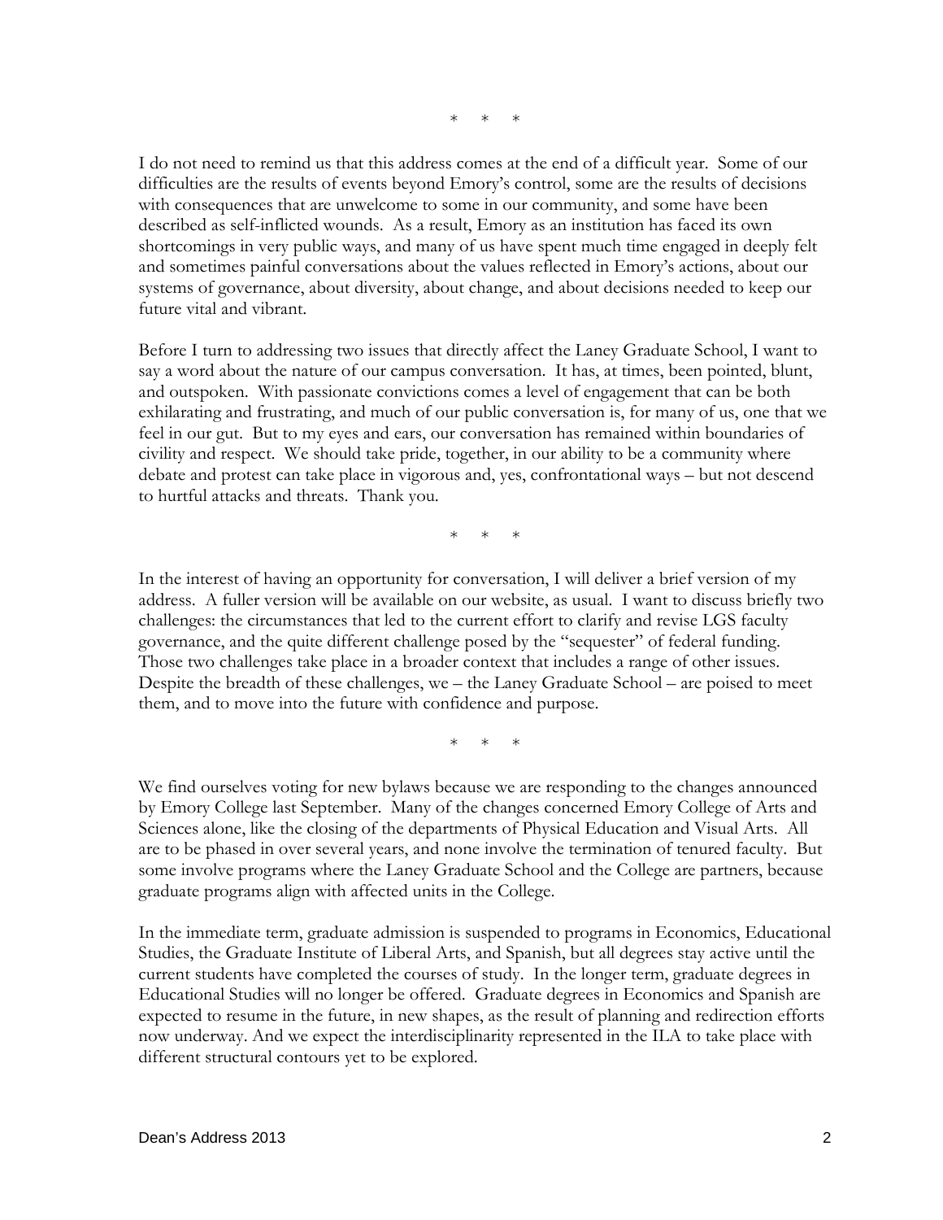\*   \*   \*

I do not need to remind us that this address comes at the end of a difficult year. Some of our difficulties are the results of events beyond Emory's control, some are the results of decisions with consequences that are unwelcome to some in our community, and some have been described as self-inflicted wounds. As a result, Emory as an institution has faced its own shortcomings in very public ways, and many of us have spent much time engaged in deeply felt and sometimes painful conversations about the values reflected in Emory's actions, about our systems of governance, about diversity, about change, and about decisions needed to keep our future vital and vibrant.

Before I turn to addressing two issues that directly affect the Laney Graduate School, I want to say a word about the nature of our campus conversation. It has, at times, been pointed, blunt, and outspoken. With passionate convictions comes a level of engagement that can be both exhilarating and frustrating, and much of our public conversation is, for many of us, one that we feel in our gut. But to my eyes and ears, our conversation has remained within boundaries of civility and respect. We should take pride, together, in our ability to be a community where debate and protest can take place in vigorous and, yes, confrontational ways – but not descend to hurtful attacks and threats. Thank you.

\*   \*   \*

In the interest of having an opportunity for conversation, I will deliver a brief version of my address. A fuller version will be available on our website, as usual. I want to discuss briefly two challenges: the circumstances that led to the current effort to clarify and revise LGS faculty governance, and the quite different challenge posed by the "sequester" of federal funding. Those two challenges take place in a broader context that includes a range of other issues. Despite the breadth of these challenges, we – the Laney Graduate School – are poised to meet them, and to move into the future with confidence and purpose.

\*   \*   \*

We find ourselves voting for new bylaws because we are responding to the changes announced by Emory College last September. Many of the changes concerned Emory College of Arts and Sciences alone, like the closing of the departments of Physical Education and Visual Arts. All are to be phased in over several years, and none involve the termination of tenured faculty. But some involve programs where the Laney Graduate School and the College are partners, because graduate programs align with affected units in the College.

In the immediate term, graduate admission is suspended to programs in Economics, Educational Studies, the Graduate Institute of Liberal Arts, and Spanish, but all degrees stay active until the current students have completed the courses of study. In the longer term, graduate degrees in Educational Studies will no longer be offered. Graduate degrees in Economics and Spanish are expected to resume in the future, in new shapes, as the result of planning and redirection efforts now underway. And we expect the interdisciplinarity represented in the ILA to take place with different structural contours yet to be explored.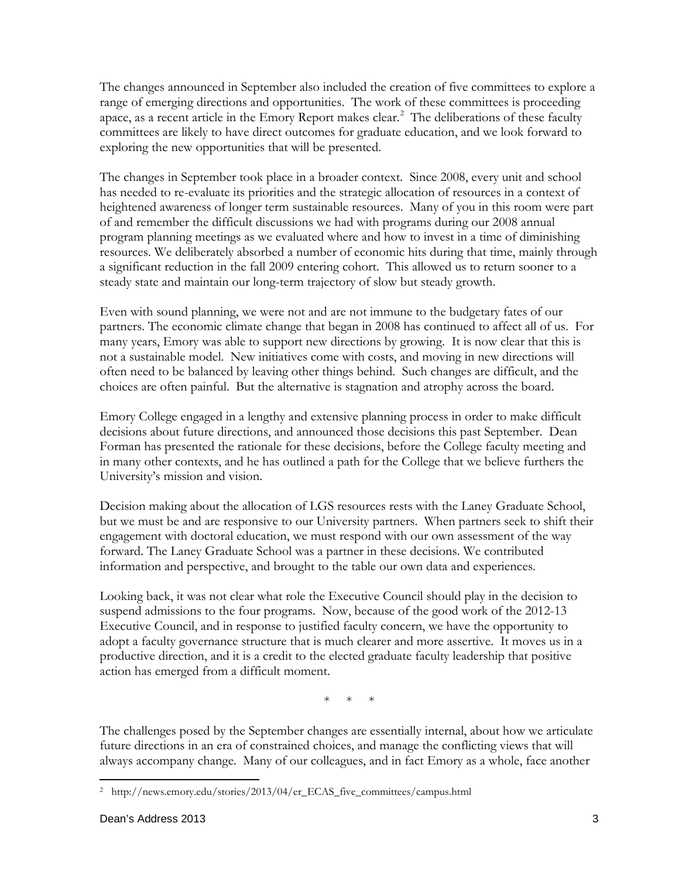The changes announced in September also included the creation of five committees to explore a range of emerging directions and opportunities. The work of these committees is proceeding apace, as a recent article in the Emory Report makes clear.[2] The deliberations of these faculty committees are likely to have direct outcomes for graduate education, and we look forward to exploring the new opportunities that will be presented.

The changes in September took place in a broader context. Since 2008, every unit and school has needed to re-evaluate its priorities and the strategic allocation of resources in a context of heightened awareness of longer term sustainable resources. Many of you in this room were part of and remember the difficult discussions we had with programs during our 2008 annual program planning meetings as we evaluated where and how to invest in a time of diminishing resources. We deliberately absorbed a number of economic hits during that time, mainly through a significant reduction in the fall 2009 entering cohort. This allowed us to return sooner to a steady state and maintain our long-term trajectory of slow but steady growth.

Even with sound planning, we were not and are not immune to the budgetary fates of our partners. The economic climate change that began in 2008 has continued to affect all of us. For many years, Emory was able to support new directions by growing. It is now clear that this is not a sustainable model. New initiatives come with costs, and moving in new directions will often need to be balanced by leaving other things behind. Such changes are difficult, and the choices are often painful. But the alternative is stagnation and atrophy across the board.

Emory College engaged in a lengthy and extensive planning process in order to make difficult decisions about future directions, and announced those decisions this past September. Dean Forman has presented the rationale for these decisions, before the College faculty meeting and in many other contexts, and he has outlined a path for the College that we believe furthers the University's mission and vision.

Decision making about the allocation of LGS resources rests with the Laney Graduate School, but we must be and are responsive to our University partners. When partners seek to shift their engagement with doctoral education, we must respond with our own assessment of the way forward. The Laney Graduate School was a partner in these decisions. We contributed information and perspective, and brought to the table our own data and experiences.

Looking back, it was not clear what role the Executive Council should play in the decision to suspend admissions to the four programs. Now, because of the good work of the 2012-13 Executive Council, and in response to justified faculty concern, we have the opportunity to adopt a faculty governance structure that is much clearer and more assertive. It moves us in a productive direction, and it is a credit to the elected graduate faculty leadership that positive action has emerged from a difficult moment.

\* \* \*

The challenges posed by the September changes are essentially internal, about how we articulate future directions in an era of constrained choices, and manage the conflicting views that will always accompany change. Many of our colleagues, and in fact Emory as a whole, face another

---

[2] http://news.emory.edu/stories/2013/04/er_ECAS_five_committees/campus.html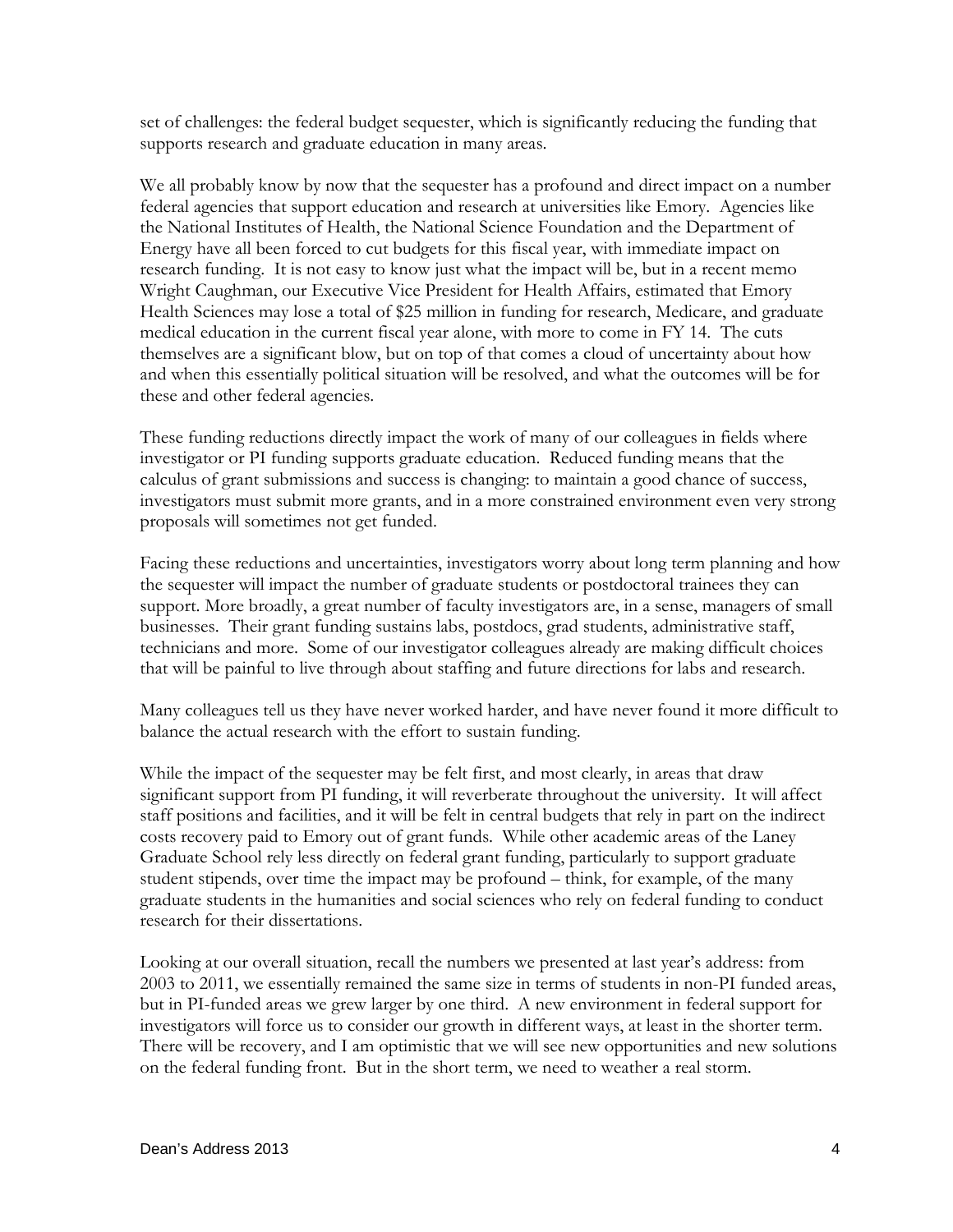set of challenges: the federal budget sequester, which is significantly reducing the funding that supports research and graduate education in many areas.

We all probably know by now that the sequester has a profound and direct impact on a number federal agencies that support education and research at universities like Emory. Agencies like the National Institutes of Health, the National Science Foundation and the Department of Energy have all been forced to cut budgets for this fiscal year, with immediate impact on research funding. It is not easy to know just what the impact will be, but in a recent memo Wright Caughman, our Executive Vice President for Health Affairs, estimated that Emory Health Sciences may lose a total of $25 million in funding for research, Medicare, and graduate medical education in the current fiscal year alone, with more to come in FY 14. The cuts themselves are a significant blow, but on top of that comes a cloud of uncertainty about how and when this essentially political situation will be resolved, and what the outcomes will be for these and other federal agencies.

These funding reductions directly impact the work of many of our colleagues in fields where investigator or PI funding supports graduate education. Reduced funding means that the calculus of grant submissions and success is changing: to maintain a good chance of success, investigators must submit more grants, and in a more constrained environment even very strong proposals will sometimes not get funded.

Facing these reductions and uncertainties, investigators worry about long term planning and how the sequester will impact the number of graduate students or postdoctoral trainees they can support. More broadly, a great number of faculty investigators are, in a sense, managers of small businesses. Their grant funding sustains labs, postdocs, grad students, administrative staff, technicians and more. Some of our investigator colleagues already are making difficult choices that will be painful to live through about staffing and future directions for labs and research.

Many colleagues tell us they have never worked harder, and have never found it more difficult to balance the actual research with the effort to sustain funding.

While the impact of the sequester may be felt first, and most clearly, in areas that draw significant support from PI funding, it will reverberate throughout the university. It will affect staff positions and facilities, and it will be felt in central budgets that rely in part on the indirect costs recovery paid to Emory out of grant funds. While other academic areas of the Laney Graduate School rely less directly on federal grant funding, particularly to support graduate student stipends, over time the impact may be profound – think, for example, of the many graduate students in the humanities and social sciences who rely on federal funding to conduct research for their dissertations.

Looking at our overall situation, recall the numbers we presented at last year's address: from 2003 to 2011, we essentially remained the same size in terms of students in non-PI funded areas, but in PI-funded areas we grew larger by one third. A new environment in federal support for investigators will force us to consider our growth in different ways, at least in the shorter term. There will be recovery, and I am optimistic that we will see new opportunities and new solutions on the federal funding front. But in the short term, we need to weather a real storm.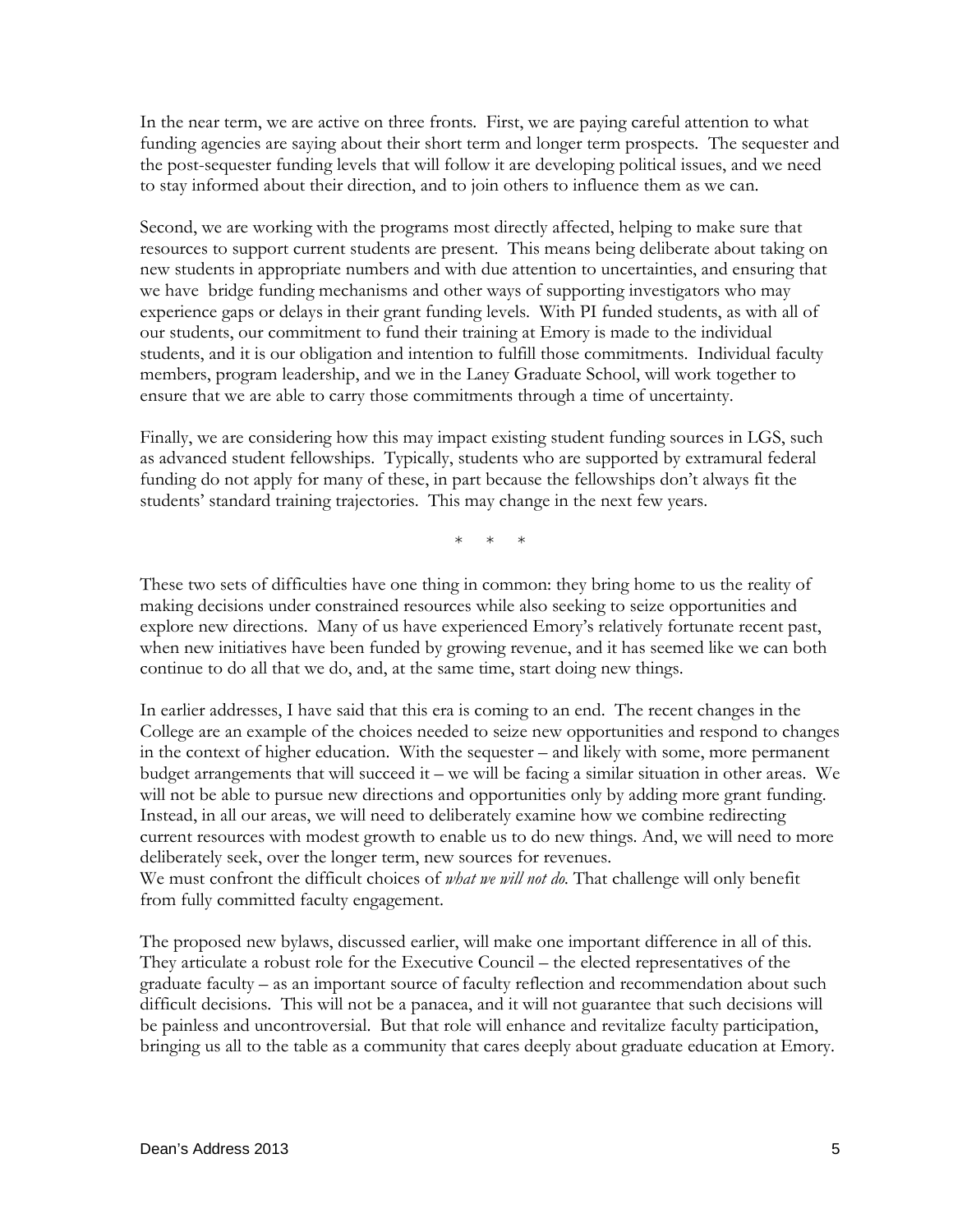In the near term, we are active on three fronts. First, we are paying careful attention to what funding agencies are saying about their short term and longer term prospects. The sequester and the post-sequester funding levels that will follow it are developing political issues, and we need to stay informed about their direction, and to join others to influence them as we can.

Second, we are working with the programs most directly affected, helping to make sure that resources to support current students are present. This means being deliberate about taking on new students in appropriate numbers and with due attention to uncertainties, and ensuring that we have bridge funding mechanisms and other ways of supporting investigators who may experience gaps or delays in their grant funding levels. With PI funded students, as with all of our students, our commitment to fund their training at Emory is made to the individual students, and it is our obligation and intention to fulfill those commitments. Individual faculty members, program leadership, and we in the Laney Graduate School, will work together to ensure that we are able to carry those commitments through a time of uncertainty.

Finally, we are considering how this may impact existing student funding sources in LGS, such as advanced student fellowships. Typically, students who are supported by extramural federal funding do not apply for many of these, in part because the fellowships don't always fit the students' standard training trajectories. This may change in the next few years.

\* \* \*

These two sets of difficulties have one thing in common: they bring home to us the reality of making decisions under constrained resources while also seeking to seize opportunities and explore new directions. Many of us have experienced Emory's relatively fortunate recent past, when new initiatives have been funded by growing revenue, and it has seemed like we can both continue to do all that we do, and, at the same time, start doing new things.

In earlier addresses, I have said that this era is coming to an end. The recent changes in the College are an example of the choices needed to seize new opportunities and respond to changes in the context of higher education. With the sequester – and likely with some, more permanent budget arrangements that will succeed it – we will be facing a similar situation in other areas. We will not be able to pursue new directions and opportunities only by adding more grant funding. Instead, in all our areas, we will need to deliberately examine how we combine redirecting current resources with modest growth to enable us to do new things. And, we will need to more deliberately seek, over the longer term, new sources for revenues.
We must confront the difficult choices of *what we will not do.* That challenge will only benefit from fully committed faculty engagement.

The proposed new bylaws, discussed earlier, will make one important difference in all of this. They articulate a robust role for the Executive Council – the elected representatives of the graduate faculty – as an important source of faculty reflection and recommendation about such difficult decisions. This will not be a panacea, and it will not guarantee that such decisions will be painless and uncontroversial. But that role will enhance and revitalize faculty participation, bringing us all to the table as a community that cares deeply about graduate education at Emory.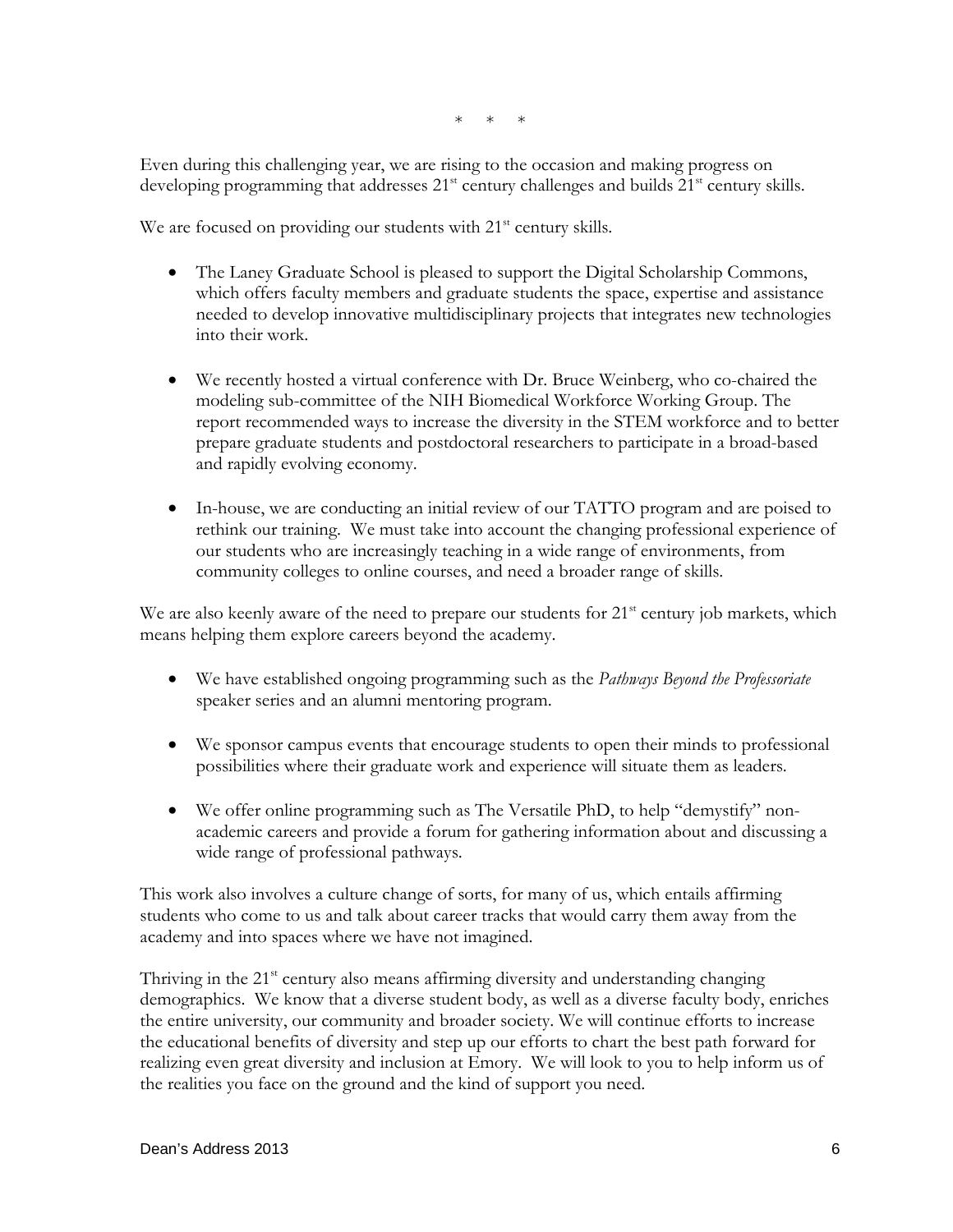\*   \*   \*

Even during this challenging year, we are rising to the occasion and making progress on developing programming that addresses 21st century challenges and builds 21st century skills.

We are focused on providing our students with 21st century skills.

- The Laney Graduate School is pleased to support the Digital Scholarship Commons, which offers faculty members and graduate students the space, expertise and assistance needed to develop innovative multidisciplinary projects that integrates new technologies into their work.

- We recently hosted a virtual conference with Dr. Bruce Weinberg, who co-chaired the modeling sub-committee of the NIH Biomedical Workforce Working Group. The report recommended ways to increase the diversity in the STEM workforce and to better prepare graduate students and postdoctoral researchers to participate in a broad-based and rapidly evolving economy.

- In-house, we are conducting an initial review of our TATTO program and are poised to rethink our training. We must take into account the changing professional experience of our students who are increasingly teaching in a wide range of environments, from community colleges to online courses, and need a broader range of skills.

We are also keenly aware of the need to prepare our students for 21st century job markets, which means helping them explore careers beyond the academy.

- We have established ongoing programming such as the *Pathways Beyond the Professoriate* speaker series and an alumni mentoring program.

- We sponsor campus events that encourage students to open their minds to professional possibilities where their graduate work and experience will situate them as leaders.

- We offer online programming such as The Versatile PhD, to help "demystify" non-academic careers and provide a forum for gathering information about and discussing a wide range of professional pathways.

This work also involves a culture change of sorts, for many of us, which entails affirming students who come to us and talk about career tracks that would carry them away from the academy and into spaces where we have not imagined.

Thriving in the 21st century also means affirming diversity and understanding changing demographics. We know that a diverse student body, as well as a diverse faculty body, enriches the entire university, our community and broader society. We will continue efforts to increase the educational benefits of diversity and step up our efforts to chart the best path forward for realizing even great diversity and inclusion at Emory. We will look to you to help inform us of the realities you face on the ground and the kind of support you need.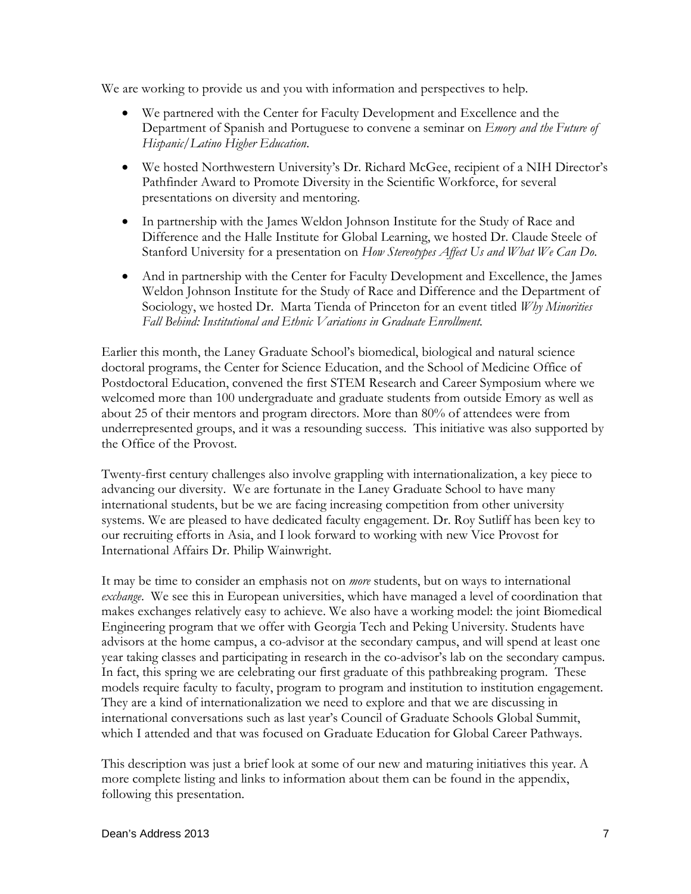We are working to provide us and you with information and perspectives to help.

- We partnered with the Center for Faculty Development and Excellence and the Department of Spanish and Portuguese to convene a seminar on *Emory and the Future of Hispanic/Latino Higher Education*.
- We hosted Northwestern University's Dr. Richard McGee, recipient of a NIH Director's Pathfinder Award to Promote Diversity in the Scientific Workforce, for several presentations on diversity and mentoring.
- In partnership with the James Weldon Johnson Institute for the Study of Race and Difference and the Halle Institute for Global Learning, we hosted Dr. Claude Steele of Stanford University for a presentation on *How Stereotypes Affect Us and What We Can Do*.
- And in partnership with the Center for Faculty Development and Excellence, the James Weldon Johnson Institute for the Study of Race and Difference and the Department of Sociology, we hosted Dr. Marta Tienda of Princeton for an event titled *Why Minorities Fall Behind: Institutional and Ethnic Variations in Graduate Enrollment.*

Earlier this month, the Laney Graduate School's biomedical, biological and natural science doctoral programs, the Center for Science Education, and the School of Medicine Office of Postdoctoral Education, convened the first STEM Research and Career Symposium where we welcomed more than 100 undergraduate and graduate students from outside Emory as well as about 25 of their mentors and program directors. More than 80% of attendees were from underrepresented groups, and it was a resounding success. This initiative was also supported by the Office of the Provost.

Twenty-first century challenges also involve grappling with internationalization, a key piece to advancing our diversity. We are fortunate in the Laney Graduate School to have many international students, but be we are facing increasing competition from other university systems. We are pleased to have dedicated faculty engagement. Dr. Roy Sutliff has been key to our recruiting efforts in Asia, and I look forward to working with new Vice Provost for International Affairs Dr. Philip Wainwright.

It may be time to consider an emphasis not on *more* students, but on ways to international *exchange*. We see this in European universities, which have managed a level of coordination that makes exchanges relatively easy to achieve. We also have a working model: the joint Biomedical Engineering program that we offer with Georgia Tech and Peking University. Students have advisors at the home campus, a co-advisor at the secondary campus, and will spend at least one year taking classes and participating in research in the co-advisor's lab on the secondary campus. In fact, this spring we are celebrating our first graduate of this pathbreaking program. These models require faculty to faculty, program to program and institution to institution engagement. They are a kind of internationalization we need to explore and that we are discussing in international conversations such as last year's Council of Graduate Schools Global Summit, which I attended and that was focused on Graduate Education for Global Career Pathways.

This description was just a brief look at some of our new and maturing initiatives this year. A more complete listing and links to information about them can be found in the appendix, following this presentation.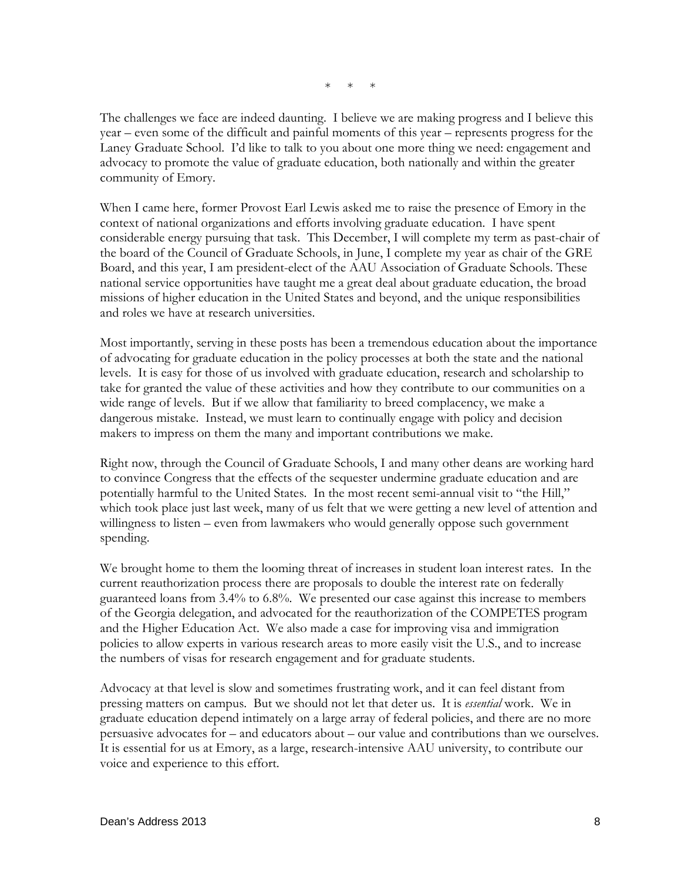\*     \*     \*

The challenges we face are indeed daunting. I believe we are making progress and I believe this year – even some of the difficult and painful moments of this year – represents progress for the Laney Graduate School. I'd like to talk to you about one more thing we need: engagement and advocacy to promote the value of graduate education, both nationally and within the greater community of Emory.

When I came here, former Provost Earl Lewis asked me to raise the presence of Emory in the context of national organizations and efforts involving graduate education. I have spent considerable energy pursuing that task. This December, I will complete my term as past-chair of the board of the Council of Graduate Schools, in June, I complete my year as chair of the GRE Board, and this year, I am president-elect of the AAU Association of Graduate Schools. These national service opportunities have taught me a great deal about graduate education, the broad missions of higher education in the United States and beyond, and the unique responsibilities and roles we have at research universities.

Most importantly, serving in these posts has been a tremendous education about the importance of advocating for graduate education in the policy processes at both the state and the national levels. It is easy for those of us involved with graduate education, research and scholarship to take for granted the value of these activities and how they contribute to our communities on a wide range of levels. But if we allow that familiarity to breed complacency, we make a dangerous mistake. Instead, we must learn to continually engage with policy and decision makers to impress on them the many and important contributions we make.

Right now, through the Council of Graduate Schools, I and many other deans are working hard to convince Congress that the effects of the sequester undermine graduate education and are potentially harmful to the United States. In the most recent semi-annual visit to "the Hill," which took place just last week, many of us felt that we were getting a new level of attention and willingness to listen – even from lawmakers who would generally oppose such government spending.

We brought home to them the looming threat of increases in student loan interest rates. In the current reauthorization process there are proposals to double the interest rate on federally guaranteed loans from 3.4% to 6.8%. We presented our case against this increase to members of the Georgia delegation, and advocated for the reauthorization of the COMPETES program and the Higher Education Act. We also made a case for improving visa and immigration policies to allow experts in various research areas to more easily visit the U.S., and to increase the numbers of visas for research engagement and for graduate students.

Advocacy at that level is slow and sometimes frustrating work, and it can feel distant from pressing matters on campus. But we should not let that deter us. It is *essential* work. We in graduate education depend intimately on a large array of federal policies, and there are no more persuasive advocates for – and educators about – our value and contributions than we ourselves. It is essential for us at Emory, as a large, research-intensive AAU university, to contribute our voice and experience to this effort.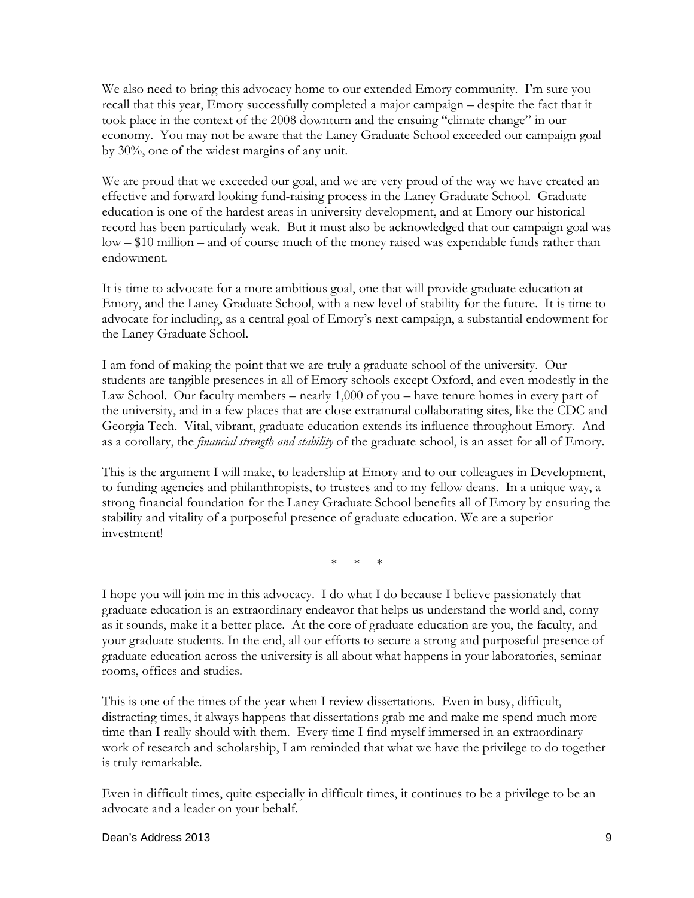We also need to bring this advocacy home to our extended Emory community. I'm sure you recall that this year, Emory successfully completed a major campaign – despite the fact that it took place in the context of the 2008 downturn and the ensuing "climate change" in our economy. You may not be aware that the Laney Graduate School exceeded our campaign goal by 30%, one of the widest margins of any unit.

We are proud that we exceeded our goal, and we are very proud of the way we have created an effective and forward looking fund-raising process in the Laney Graduate School. Graduate education is one of the hardest areas in university development, and at Emory our historical record has been particularly weak. But it must also be acknowledged that our campaign goal was low – $10 million – and of course much of the money raised was expendable funds rather than endowment.

It is time to advocate for a more ambitious goal, one that will provide graduate education at Emory, and the Laney Graduate School, with a new level of stability for the future. It is time to advocate for including, as a central goal of Emory's next campaign, a substantial endowment for the Laney Graduate School.

I am fond of making the point that we are truly a graduate school of the university. Our students are tangible presences in all of Emory schools except Oxford, and even modestly in the Law School. Our faculty members – nearly 1,000 of you – have tenure homes in every part of the university, and in a few places that are close extramural collaborating sites, like the CDC and Georgia Tech. Vital, vibrant, graduate education extends its influence throughout Emory. And as a corollary, the *financial strength and stability* of the graduate school, is an asset for all of Emory.

This is the argument I will make, to leadership at Emory and to our colleagues in Development, to funding agencies and philanthropists, to trustees and to my fellow deans. In a unique way, a strong financial foundation for the Laney Graduate School benefits all of Emory by ensuring the stability and vitality of a purposeful presence of graduate education. We are a superior investment!

\* \* \*

I hope you will join me in this advocacy. I do what I do because I believe passionately that graduate education is an extraordinary endeavor that helps us understand the world and, corny as it sounds, make it a better place. At the core of graduate education are you, the faculty, and your graduate students. In the end, all our efforts to secure a strong and purposeful presence of graduate education across the university is all about what happens in your laboratories, seminar rooms, offices and studies.

This is one of the times of the year when I review dissertations. Even in busy, difficult, distracting times, it always happens that dissertations grab me and make me spend much more time than I really should with them. Every time I find myself immersed in an extraordinary work of research and scholarship, I am reminded that what we have the privilege to do together is truly remarkable.

Even in difficult times, quite especially in difficult times, it continues to be a privilege to be an advocate and a leader on your behalf.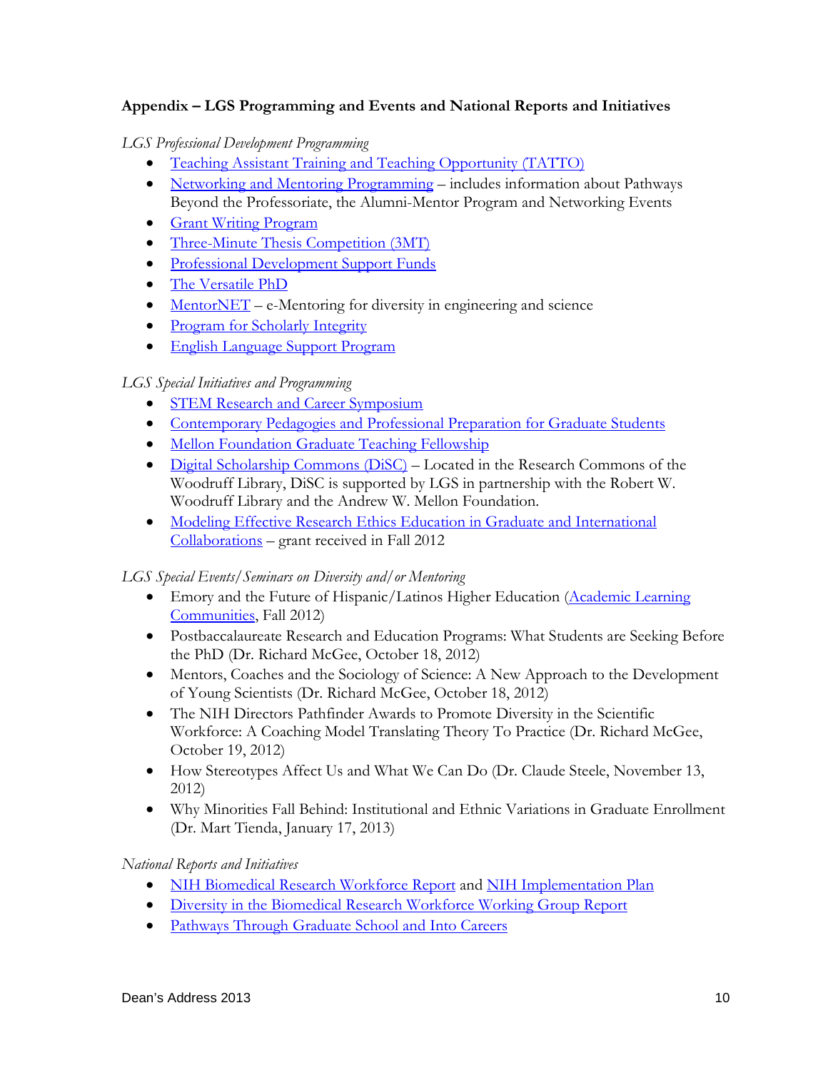**Appendix – LGS Programming and Events and National Reports and Initiatives**

*LGS Professional Development Programming*

- Teaching Assistant Training and Teaching Opportunity (TATTO)
- Networking and Mentoring Programming – includes information about Pathways Beyond the Professoriate, the Alumni-Mentor Program and Networking Events
- Grant Writing Program
- Three-Minute Thesis Competition (3MT)
- Professional Development Support Funds
- The Versatile PhD
- MentorNET – e-Mentoring for diversity in engineering and science
- Program for Scholarly Integrity
- English Language Support Program

*LGS Special Initiatives and Programming*

- STEM Research and Career Symposium
- Contemporary Pedagogies and Professional Preparation for Graduate Students
- Mellon Foundation Graduate Teaching Fellowship
- Digital Scholarship Commons (DiSC) – Located in the Research Commons of the Woodruff Library, DiSC is supported by LGS in partnership with the Robert W. Woodruff Library and the Andrew W. Mellon Foundation.
- Modeling Effective Research Ethics Education in Graduate and International Collaborations – grant received in Fall 2012

*LGS Special Events/Seminars on Diversity and/or Mentoring*

- Emory and the Future of Hispanic/Latinos Higher Education (Academic Learning Communities, Fall 2012)
- Postbaccalaureate Research and Education Programs: What Students are Seeking Before the PhD (Dr. Richard McGee, October 18, 2012)
- Mentors, Coaches and the Sociology of Science: A New Approach to the Development of Young Scientists (Dr. Richard McGee, October 18, 2012)
- The NIH Directors Pathfinder Awards to Promote Diversity in the Scientific Workforce: A Coaching Model Translating Theory To Practice (Dr. Richard McGee, October 19, 2012)
- How Stereotypes Affect Us and What We Can Do (Dr. Claude Steele, November 13, 2012)
- Why Minorities Fall Behind: Institutional and Ethnic Variations in Graduate Enrollment (Dr. Mart Tienda, January 17, 2013)

*National Reports and Initiatives*

- NIH Biomedical Research Workforce Report and NIH Implementation Plan
- Diversity in the Biomedical Research Workforce Working Group Report
- Pathways Through Graduate School and Into Careers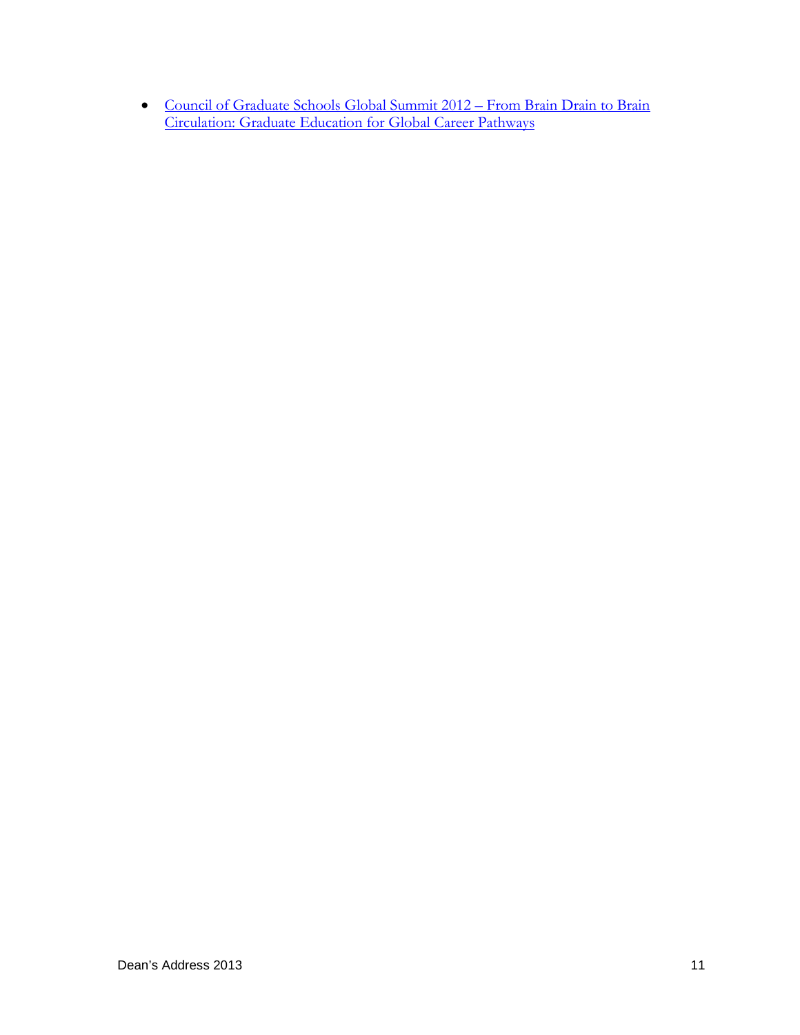- Council of Graduate Schools Global Summit 2012 – From Brain Drain to Brain Circulation: Graduate Education for Global Career Pathways